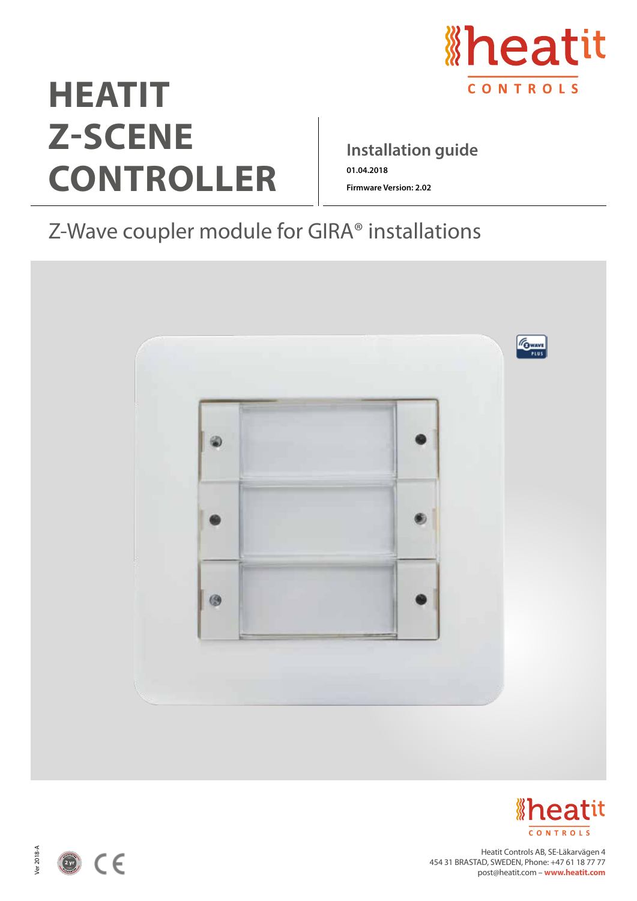# HEATIT Z-SCENE CONTROLLER

## Installation guide

**01.04.2018**

**Firmware Version: 2.02**

Z-Wave coupler module for GIRA® installations

Heatit Controls AB, SE-Läkarvägen 4
454 31 BRASTAD, SWEDEN, Phone: +47 61 18 77 77
post@heatit.com – **www.heatit.com**

Ver 2018-A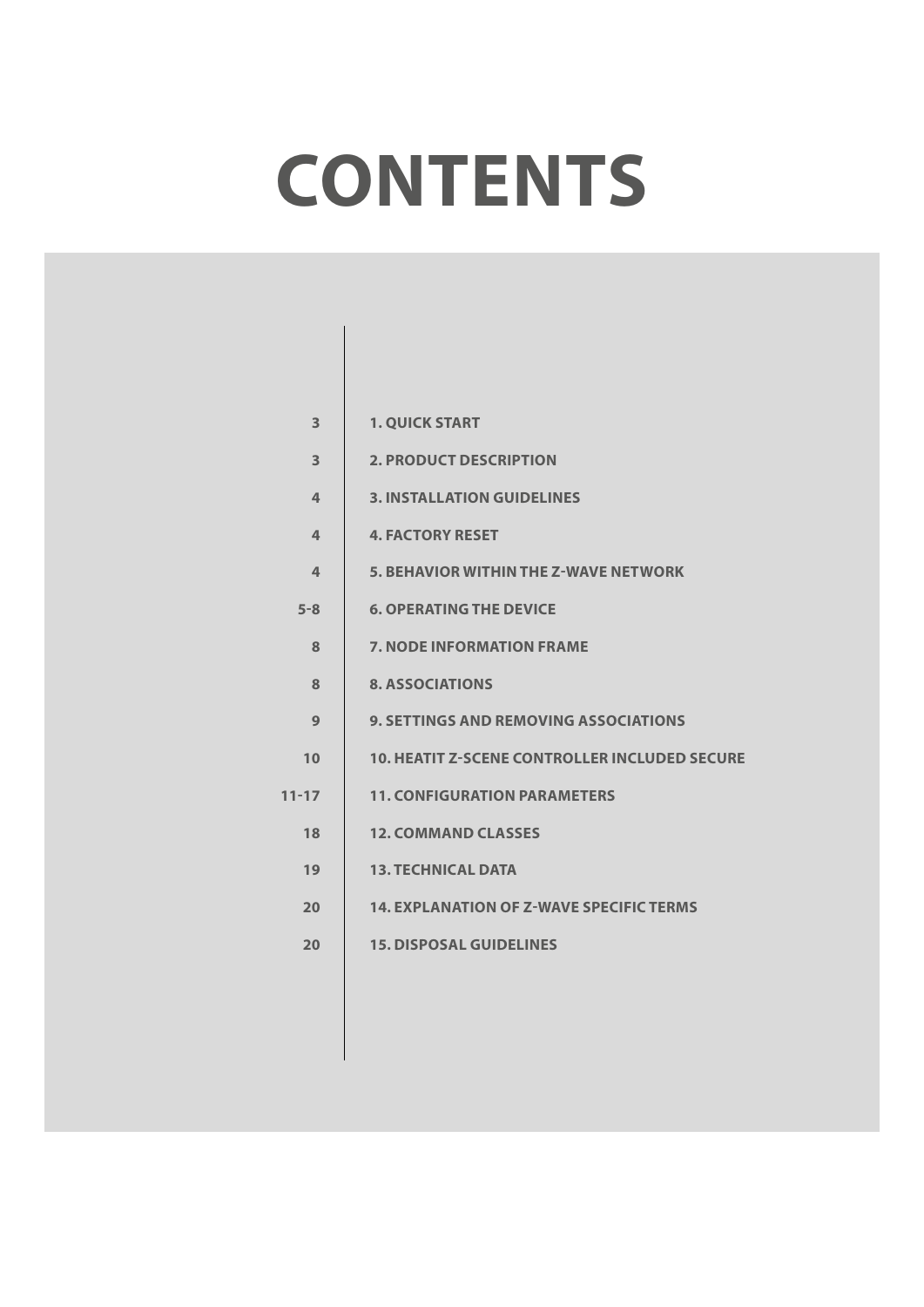# CONTENTS

| Page | Section |
| --- | --- |
| 3 | 1. QUICK START |
| 3 | 2. PRODUCT DESCRIPTION |
| 4 | 3. INSTALLATION GUIDELINES |
| 4 | 4. FACTORY RESET |
| 4 | 5. BEHAVIOR WITHIN THE Z-WAVE NETWORK |
| 5-8 | 6. OPERATING THE DEVICE |
| 8 | 7. NODE INFORMATION FRAME |
| 8 | 8. ASSOCIATIONS |
| 9 | 9. SETTINGS AND REMOVING ASSOCIATIONS |
| 10 | 10. HEATIT Z-SCENE CONTROLLER INCLUDED SECURE |
| 11-17 | 11. CONFIGURATION PARAMETERS |
| 18 | 12. COMMAND CLASSES |
| 19 | 13. TECHNICAL DATA |
| 20 | 14. EXPLANATION OF Z-WAVE SPECIFIC TERMS |
| 20 | 15. DISPOSAL GUIDELINES |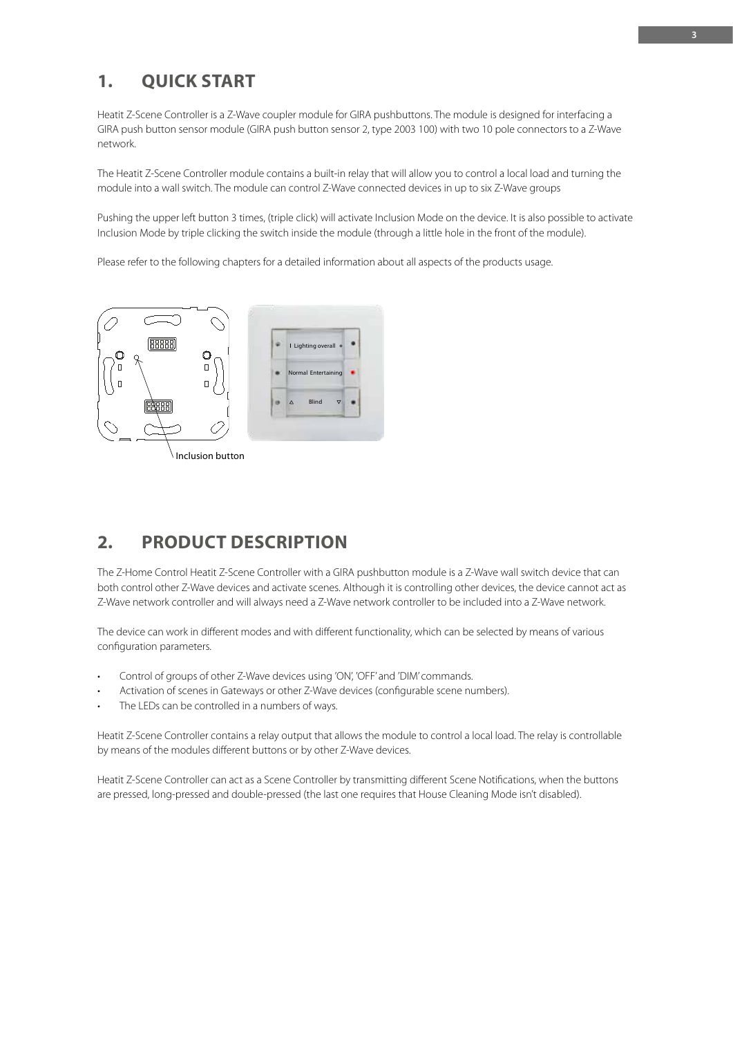# 1. QUICK START

Heatit Z-Scene Controller is a Z-Wave coupler module for GIRA pushbuttons. The module is designed for interfacing a GIRA push button sensor module (GIRA push button sensor 2, type 2003 100) with two 10 pole connectors to a Z-Wave network.

The Heatit Z-Scene Controller module contains a built-in relay that will allow you to control a local load and turning the module into a wall switch. The module can control Z-Wave connected devices in up to six Z-Wave groups

Pushing the upper left button 3 times, (triple click) will activate Inclusion Mode on the device. It is also possible to activate Inclusion Mode by triple clicking the switch inside the module (through a little hole in the front of the module).

Please refer to the following chapters for a detailed information about all aspects of the products usage.

Inclusion button

# 2. PRODUCT DESCRIPTION

The Z-Home Control Heatit Z-Scene Controller with a GIRA pushbutton module is a Z-Wave wall switch device that can both control other Z-Wave devices and activate scenes. Although it is controlling other devices, the device cannot act as Z-Wave network controller and will always need a Z-Wave network controller to be included into a Z-Wave network.

The device can work in different modes and with different functionality, which can be selected by means of various configuration parameters.

- Control of groups of other Z-Wave devices using 'ON', 'OFF' and 'DIM' commands.
- Activation of scenes in Gateways or other Z-Wave devices (configurable scene numbers).
- The LEDs can be controlled in a numbers of ways.

Heatit Z-Scene Controller contains a relay output that allows the module to control a local load. The relay is controllable by means of the modules different buttons or by other Z-Wave devices.

Heatit Z-Scene Controller can act as a Scene Controller by transmitting different Scene Notifications, when the buttons are pressed, long-pressed and double-pressed (the last one requires that House Cleaning Mode isn't disabled).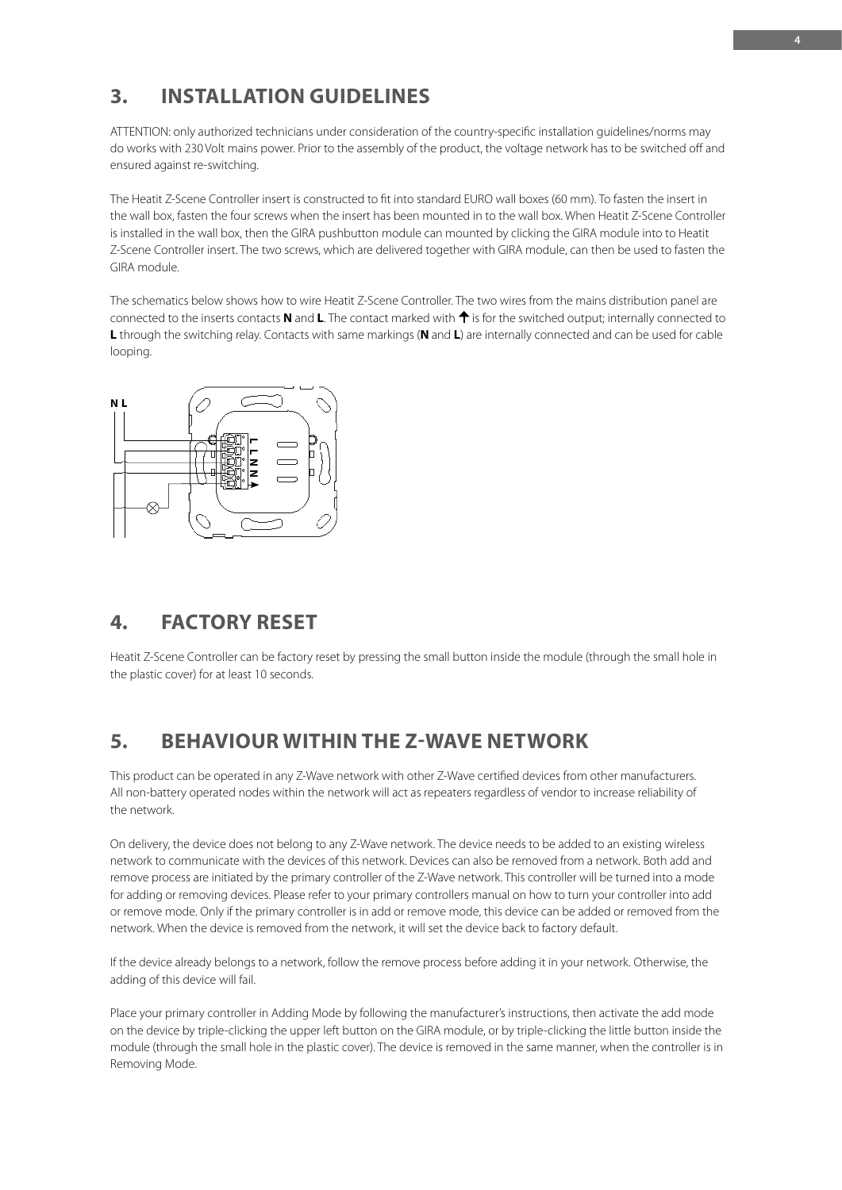## 3. INSTALLATION GUIDELINES

ATTENTION: only authorized technicians under consideration of the country-specific installation guidelines/norms may do works with 230 Volt mains power. Prior to the assembly of the product, the voltage network has to be switched off and ensured against re-switching.

The Heatit Z-Scene Controller insert is constructed to fit into standard EURO wall boxes (60 mm). To fasten the insert in the wall box, fasten the four screws when the insert has been mounted in to the wall box. When Heatit Z-Scene Controller is installed in the wall box, then the GIRA pushbutton module can mounted by clicking the GIRA module into to Heatit Z-Scene Controller insert. The two screws, which are delivered together with GIRA module, can then be used to fasten the GIRA module.

The schematics below shows how to wire Heatit Z-Scene Controller. The two wires from the mains distribution panel are connected to the inserts contacts **N** and **L**. The contact marked with ↑ is for the switched output; internally connected to **L** through the switching relay. Contacts with same markings (**N** and **L**) are internally connected and can be used for cable looping.

## 4. FACTORY RESET

Heatit Z-Scene Controller can be factory reset by pressing the small button inside the module (through the small hole in the plastic cover) for at least 10 seconds.

## 5. BEHAVIOUR WITHIN THE Z-WAVE NETWORK

This product can be operated in any Z-Wave network with other Z-Wave certified devices from other manufacturers. All non-battery operated nodes within the network will act as repeaters regardless of vendor to increase reliability of the network.

On delivery, the device does not belong to any Z-Wave network. The device needs to be added to an existing wireless network to communicate with the devices of this network. Devices can also be removed from a network. Both add and remove process are initiated by the primary controller of the Z-Wave network. This controller will be turned into a mode for adding or removing devices. Please refer to your primary controllers manual on how to turn your controller into add or remove mode. Only if the primary controller is in add or remove mode, this device can be added or removed from the network. When the device is removed from the network, it will set the device back to factory default.

If the device already belongs to a network, follow the remove process before adding it in your network. Otherwise, the adding of this device will fail.

Place your primary controller in Adding Mode by following the manufacturer's instructions, then activate the add mode on the device by triple-clicking the upper left button on the GIRA module, or by triple-clicking the little button inside the module (through the small hole in the plastic cover). The device is removed in the same manner, when the controller is in Removing Mode.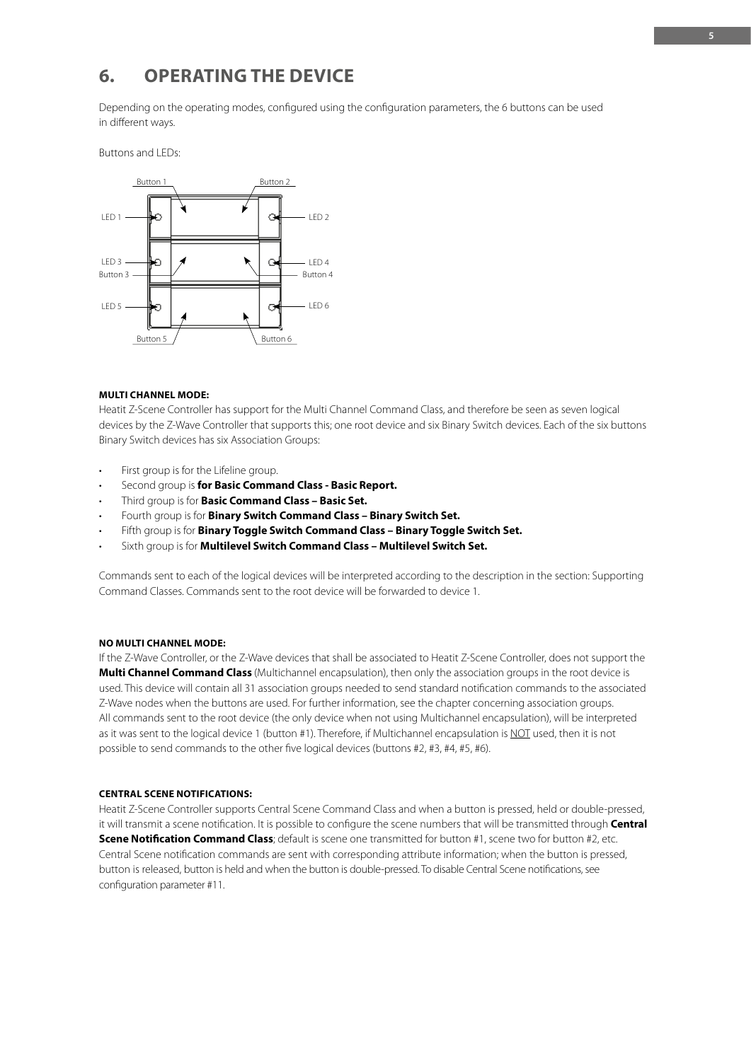# 6. OPERATING THE DEVICE

Depending on the operating modes, configured using the configuration parameters, the 6 buttons can be used in different ways.

Buttons and LEDs:

Button 1 Button 2

LED 1 LED 2

LED 3 LED 4

Button 3 Button 4

LED 5 LED 6

Button 5 Button 6

**MULTI CHANNEL MODE:**

Heatit Z-Scene Controller has support for the Multi Channel Command Class, and therefore be seen as seven logical devices by the Z-Wave Controller that supports this; one root device and six Binary Switch devices. Each of the six buttons Binary Switch devices has six Association Groups:

- First group is for the Lifeline group.
- Second group is **for Basic Command Class - Basic Report.**
- Third group is for **Basic Command Class – Basic Set.**
- Fourth group is for **Binary Switch Command Class – Binary Switch Set.**
- Fifth group is for **Binary Toggle Switch Command Class – Binary Toggle Switch Set.**
- Sixth group is for **Multilevel Switch Command Class – Multilevel Switch Set.**

Commands sent to each of the logical devices will be interpreted according to the description in the section: Supporting Command Classes. Commands sent to the root device will be forwarded to device 1.

**NO MULTI CHANNEL MODE:**

If the Z-Wave Controller, or the Z-Wave devices that shall be associated to Heatit Z-Scene Controller, does not support the **Multi Channel Command Class** (Multichannel encapsulation), then only the association groups in the root device is used. This device will contain all 31 association groups needed to send standard notification commands to the associated Z-Wave nodes when the buttons are used. For further information, see the chapter concerning association groups. All commands sent to the root device (the only device when not using Multichannel encapsulation), will be interpreted as it was sent to the logical device 1 (button #1). Therefore, if Multichannel encapsulation is NOT used, then it is not possible to send commands to the other five logical devices (buttons #2, #3, #4, #5, #6).

**CENTRAL SCENE NOTIFICATIONS:**

Heatit Z-Scene Controller supports Central Scene Command Class and when a button is pressed, held or double-pressed, it will transmit a scene notification. It is possible to configure the scene numbers that will be transmitted through **Central Scene Notification Command Class**; default is scene one transmitted for button #1, scene two for button #2, etc. Central Scene notification commands are sent with corresponding attribute information; when the button is pressed, button is released, button is held and when the button is double-pressed. To disable Central Scene notifications, see configuration parameter #11.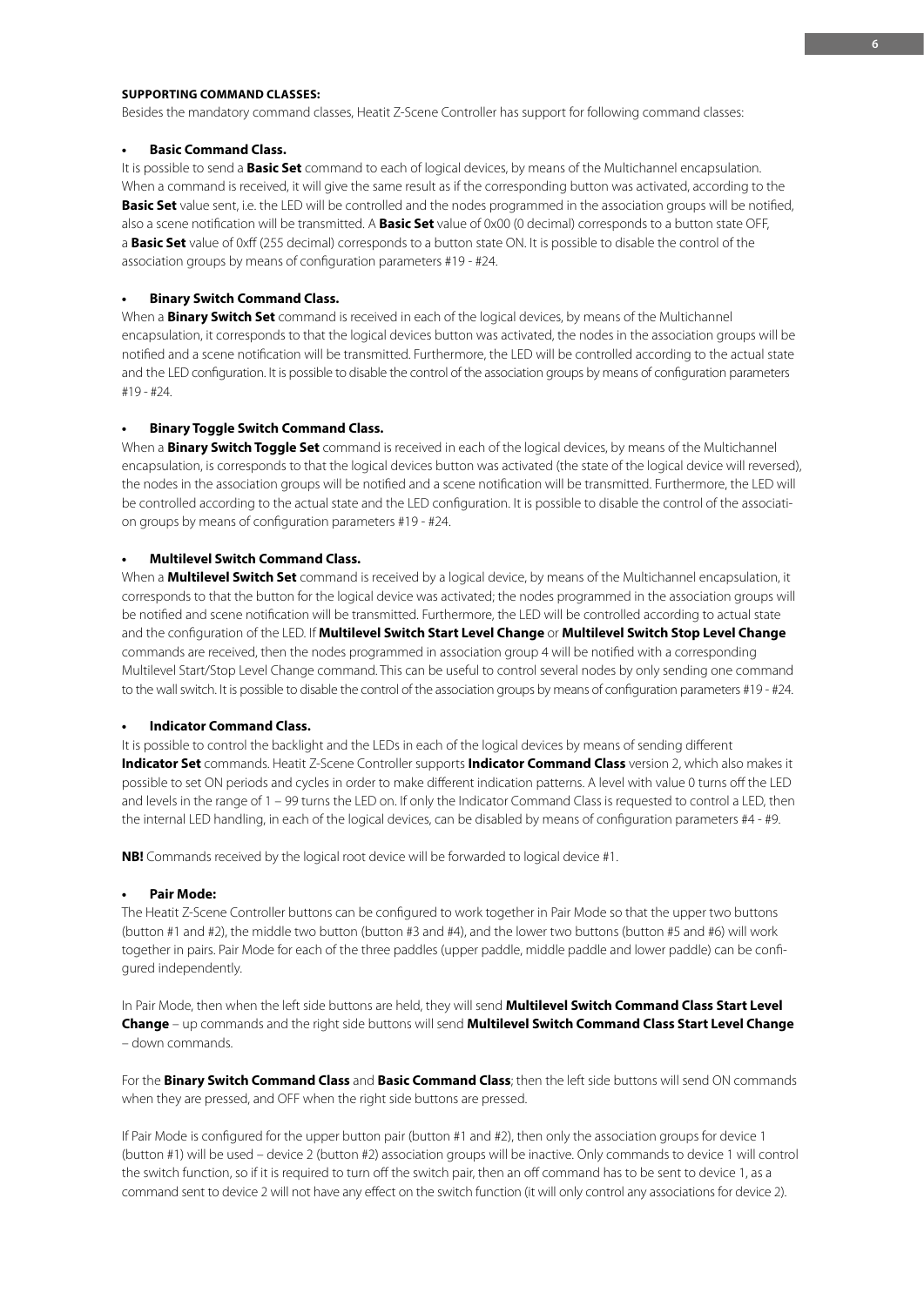**SUPPORTING COMMAND CLASSES:**

Besides the mandatory command classes, Heatit Z-Scene Controller has support for following command classes:

- **Basic Command Class.**

It is possible to send a **Basic Set** command to each of logical devices, by means of the Multichannel encapsulation. When a command is received, it will give the same result as if the corresponding button was activated, according to the **Basic Set** value sent, i.e. the LED will be controlled and the nodes programmed in the association groups will be notified, also a scene notification will be transmitted. A **Basic Set** value of 0x00 (0 decimal) corresponds to a button state OFF, a **Basic Set** value of 0xff (255 decimal) corresponds to a button state ON. It is possible to disable the control of the association groups by means of configuration parameters #19 - #24.

- **Binary Switch Command Class.**

When a **Binary Switch Set** command is received in each of the logical devices, by means of the Multichannel encapsulation, it corresponds to that the logical devices button was activated, the nodes in the association groups will be notified and a scene notification will be transmitted. Furthermore, the LED will be controlled according to the actual state and the LED configuration. It is possible to disable the control of the association groups by means of configuration parameters #19 - #24.

- **Binary Toggle Switch Command Class.**

When a **Binary Switch Toggle Set** command is received in each of the logical devices, by means of the Multichannel encapsulation, is corresponds to that the logical devices button was activated (the state of the logical device will reversed), the nodes in the association groups will be notified and a scene notification will be transmitted. Furthermore, the LED will be controlled according to the actual state and the LED configuration. It is possible to disable the control of the association groups by means of configuration parameters #19 - #24.

- **Multilevel Switch Command Class.**

When a **Multilevel Switch Set** command is received by a logical device, by means of the Multichannel encapsulation, it corresponds to that the button for the logical device was activated; the nodes programmed in the association groups will be notified and scene notification will be transmitted. Furthermore, the LED will be controlled according to actual state and the configuration of the LED. If **Multilevel Switch Start Level Change** or **Multilevel Switch Stop Level Change** commands are received, then the nodes programmed in association group 4 will be notified with a corresponding Multilevel Start/Stop Level Change command. This can be useful to control several nodes by only sending one command to the wall switch. It is possible to disable the control of the association groups by means of configuration parameters #19 - #24.

- **Indicator Command Class.**

It is possible to control the backlight and the LEDs in each of the logical devices by means of sending different **Indicator Set** commands. Heatit Z-Scene Controller supports **Indicator Command Class** version 2, which also makes it possible to set ON periods and cycles in order to make different indication patterns. A level with value 0 turns off the LED and levels in the range of 1 – 99 turns the LED on. If only the Indicator Command Class is requested to control a LED, then the internal LED handling, in each of the logical devices, can be disabled by means of configuration parameters #4 - #9.

**NB!** Commands received by the logical root device will be forwarded to logical device #1.

- **Pair Mode:**

The Heatit Z-Scene Controller buttons can be configured to work together in Pair Mode so that the upper two buttons (button #1 and #2), the middle two button (button #3 and #4), and the lower two buttons (button #5 and #6) will work together in pairs. Pair Mode for each of the three paddles (upper paddle, middle paddle and lower paddle) can be configured independently.

In Pair Mode, then when the left side buttons are held, they will send **Multilevel Switch Command Class Start Level Change** – up commands and the right side buttons will send **Multilevel Switch Command Class Start Level Change** – down commands.

For the **Binary Switch Command Class** and **Basic Command Class**; then the left side buttons will send ON commands when they are pressed, and OFF when the right side buttons are pressed.

If Pair Mode is configured for the upper button pair (button #1 and #2), then only the association groups for device 1 (button #1) will be used – device 2 (button #2) association groups will be inactive. Only commands to device 1 will control the switch function, so if it is required to turn off the switch pair, then an off command has to be sent to device 1, as a command sent to device 2 will not have any effect on the switch function (it will only control any associations for device 2).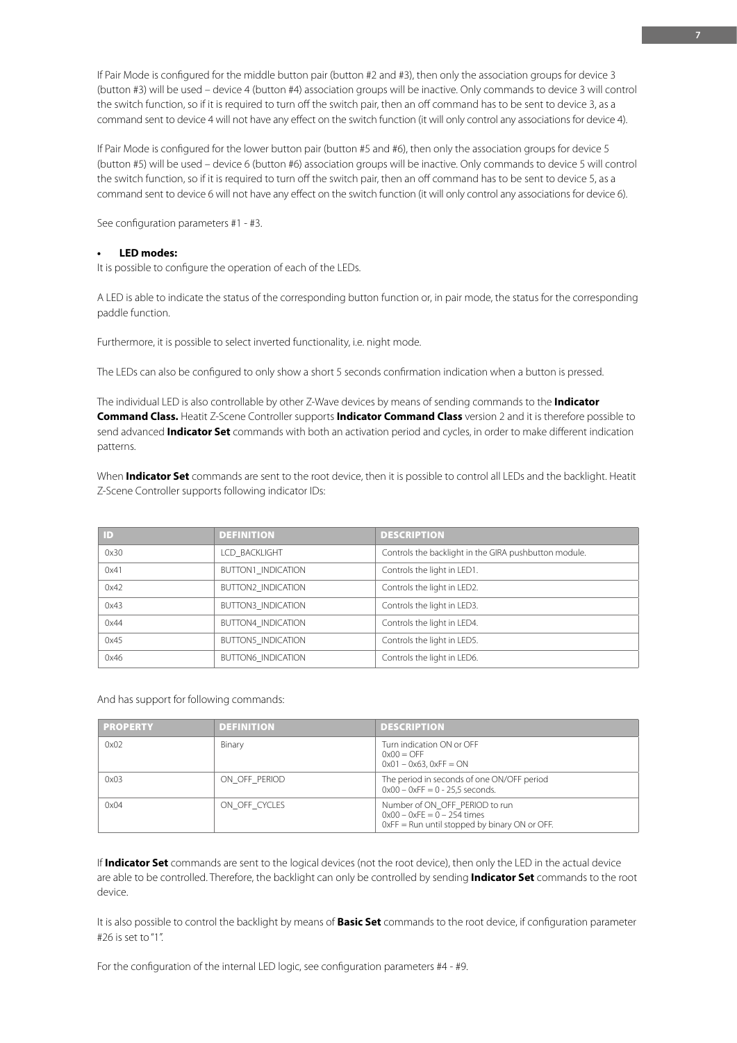If Pair Mode is configured for the middle button pair (button #2 and #3), then only the association groups for device 3 (button #3) will be used – device 4 (button #4) association groups will be inactive. Only commands to device 3 will control the switch function, so if it is required to turn off the switch pair, then an off command has to be sent to device 3, as a command sent to device 4 will not have any effect on the switch function (it will only control any associations for device 4).

If Pair Mode is configured for the lower button pair (button #5 and #6), then only the association groups for device 5 (button #5) will be used – device 6 (button #6) association groups will be inactive. Only commands to device 5 will control the switch function, so if it is required to turn off the switch pair, then an off command has to be sent to device 5, as a command sent to device 6 will not have any effect on the switch function (it will only control any associations for device 6).

See configuration parameters #1 - #3.

- **LED modes:**

It is possible to configure the operation of each of the LEDs.

A LED is able to indicate the status of the corresponding button function or, in pair mode, the status for the corresponding paddle function.

Furthermore, it is possible to select inverted functionality, i.e. night mode.

The LEDs can also be configured to only show a short 5 seconds confirmation indication when a button is pressed.

The individual LED is also controllable by other Z-Wave devices by means of sending commands to the **Indicator Command Class.** Heatit Z-Scene Controller supports **Indicator Command Class** version 2 and it is therefore possible to send advanced **Indicator Set** commands with both an activation period and cycles, in order to make different indication patterns.

When **Indicator Set** commands are sent to the root device, then it is possible to control all LEDs and the backlight. Heatit Z-Scene Controller supports following indicator IDs:

| ID | DEFINITION | DESCRIPTION |
|---|---|---|
| 0x30 | LCD_BACKLIGHT | Controls the backlight in the GIRA pushbutton module. |
| 0x41 | BUTTON1_INDICATION | Controls the light in LED1. |
| 0x42 | BUTTON2_INDICATION | Controls the light in LED2. |
| 0x43 | BUTTON3_INDICATION | Controls the light in LED3. |
| 0x44 | BUTTON4_INDICATION | Controls the light in LED4. |
| 0x45 | BUTTON5_INDICATION | Controls the light in LED5. |
| 0x46 | BUTTON6_INDICATION | Controls the light in LED6. |

And has support for following commands:

| PROPERTY | DEFINITION | DESCRIPTION |
|---|---|---|
| 0x02 | Binary | Turn indication ON or OFF<br>0x00 = OFF<br>0x01 – 0x63, 0xFF = ON |
| 0x03 | ON_OFF_PERIOD | The period in seconds of one ON/OFF period<br>0x00 – 0xFF = 0 - 25,5 seconds. |
| 0x04 | ON_OFF_CYCLES | Number of ON_OFF_PERIOD to run<br>0x00 – 0xFE = 0 – 254 times<br>0xFF = Run until stopped by binary ON or OFF. |

If **Indicator Set** commands are sent to the logical devices (not the root device), then only the LED in the actual device are able to be controlled. Therefore, the backlight can only be controlled by sending **Indicator Set** commands to the root device.

It is also possible to control the backlight by means of **Basic Set** commands to the root device, if configuration parameter #26 is set to "1".

For the configuration of the internal LED logic, see configuration parameters #4 - #9.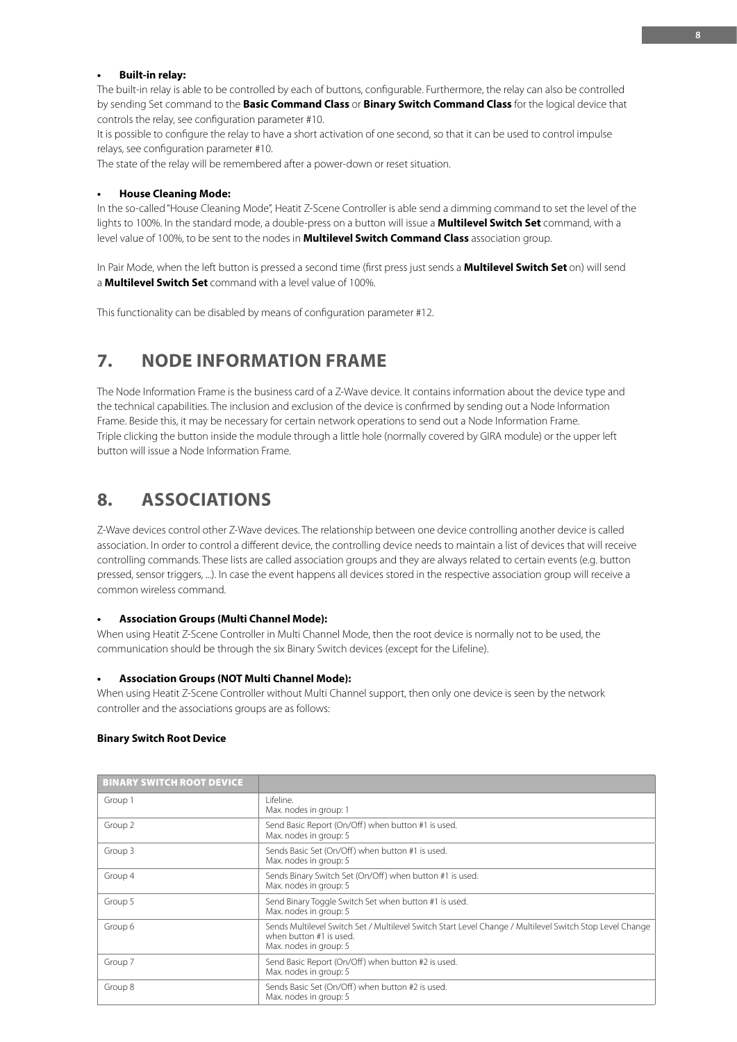- **Built-in relay:**

The built-in relay is able to be controlled by each of buttons, configurable. Furthermore, the relay can also be controlled by sending Set command to the **Basic Command Class** or **Binary Switch Command Class** for the logical device that controls the relay, see configuration parameter #10.
It is possible to configure the relay to have a short activation of one second, so that it can be used to control impulse relays, see configuration parameter #10.
The state of the relay will be remembered after a power-down or reset situation.

- **House Cleaning Mode:**

In the so-called "House Cleaning Mode", Heatit Z-Scene Controller is able send a dimming command to set the level of the lights to 100%. In the standard mode, a double-press on a button will issue a **Multilevel Switch Set** command, with a level value of 100%, to be sent to the nodes in **Multilevel Switch Command Class** association group.

In Pair Mode, when the left button is pressed a second time (first press just sends a **Multilevel Switch Set** on) will send a **Multilevel Switch Set** command with a level value of 100%.

This functionality can be disabled by means of configuration parameter #12.

## 7. NODE INFORMATION FRAME

The Node Information Frame is the business card of a Z-Wave device. It contains information about the device type and the technical capabilities. The inclusion and exclusion of the device is confirmed by sending out a Node Information Frame. Beside this, it may be necessary for certain network operations to send out a Node Information Frame.
Triple clicking the button inside the module through a little hole (normally covered by GIRA module) or the upper left button will issue a Node Information Frame.

## 8. ASSOCIATIONS

Z-Wave devices control other Z-Wave devices. The relationship between one device controlling another device is called association. In order to control a different device, the controlling device needs to maintain a list of devices that will receive controlling commands. These lists are called association groups and they are always related to certain events (e.g. button pressed, sensor triggers, ...). In case the event happens all devices stored in the respective association group will receive a common wireless command.

- **Association Groups (Multi Channel Mode):**

When using Heatit Z-Scene Controller in Multi Channel Mode, then the root device is normally not to be used, the communication should be through the six Binary Switch devices (except for the Lifeline).

- **Association Groups (NOT Multi Channel Mode):**

When using Heatit Z-Scene Controller without Multi Channel support, then only one device is seen by the network controller and the associations groups are as follows:

**Binary Switch Root Device**

| BINARY SWITCH ROOT DEVICE | |
|---|---|
| Group 1 | Lifeline.<br>Max. nodes in group: 1 |
| Group 2 | Send Basic Report (On/Off) when button #1 is used.<br>Max. nodes in group: 5 |
| Group 3 | Sends Basic Set (On/Off) when button #1 is used.<br>Max. nodes in group: 5 |
| Group 4 | Sends Binary Switch Set (On/Off) when button #1 is used.<br>Max. nodes in group: 5 |
| Group 5 | Send Binary Toggle Switch Set when button #1 is used.<br>Max. nodes in group: 5 |
| Group 6 | Sends Multilevel Switch Set / Multilevel Switch Start Level Change / Multilevel Switch Stop Level Change when button #1 is used.<br>Max. nodes in group: 5 |
| Group 7 | Send Basic Report (On/Off) when button #2 is used.<br>Max. nodes in group: 5 |
| Group 8 | Sends Basic Set (On/Off) when button #2 is used.<br>Max. nodes in group: 5 |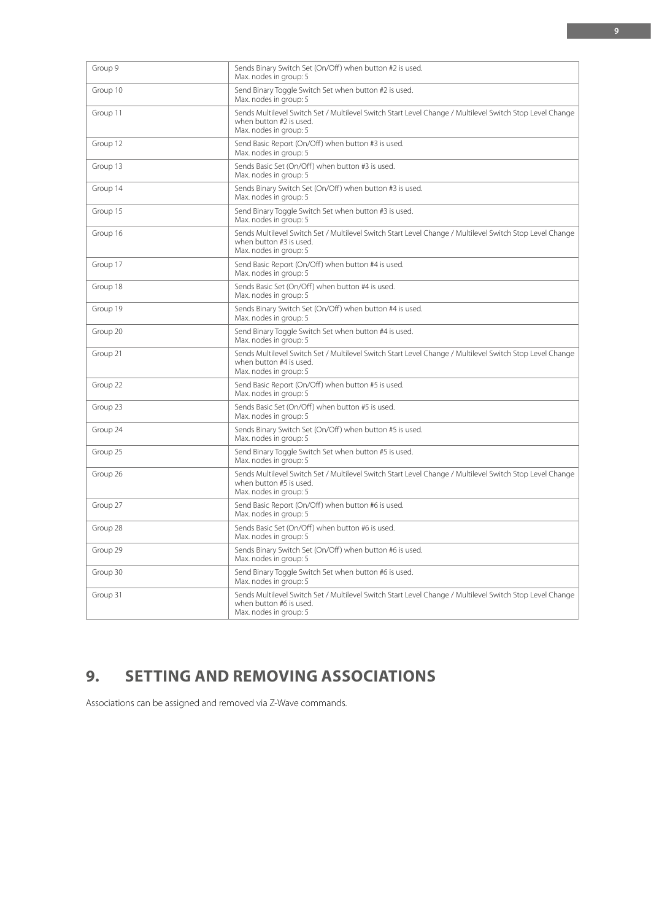| Group 9 | Sends Binary Switch Set (On/Off) when button #2 is used.<br>Max. nodes in group: 5 |
|---|---|
| Group 10 | Send Binary Toggle Switch Set when button #2 is used.<br>Max. nodes in group: 5 |
| Group 11 | Sends Multilevel Switch Set / Multilevel Switch Start Level Change / Multilevel Switch Stop Level Change when button #2 is used.<br>Max. nodes in group: 5 |
| Group 12 | Send Basic Report (On/Off) when button #3 is used.<br>Max. nodes in group: 5 |
| Group 13 | Sends Basic Set (On/Off) when button #3 is used.<br>Max. nodes in group: 5 |
| Group 14 | Sends Binary Switch Set (On/Off) when button #3 is used.<br>Max. nodes in group: 5 |
| Group 15 | Send Binary Toggle Switch Set when button #3 is used.<br>Max. nodes in group: 5 |
| Group 16 | Sends Multilevel Switch Set / Multilevel Switch Start Level Change / Multilevel Switch Stop Level Change when button #3 is used.<br>Max. nodes in group: 5 |
| Group 17 | Send Basic Report (On/Off) when button #4 is used.<br>Max. nodes in group: 5 |
| Group 18 | Sends Basic Set (On/Off) when button #4 is used.<br>Max. nodes in group: 5 |
| Group 19 | Sends Binary Switch Set (On/Off) when button #4 is used.<br>Max. nodes in group: 5 |
| Group 20 | Send Binary Toggle Switch Set when button #4 is used.<br>Max. nodes in group: 5 |
| Group 21 | Sends Multilevel Switch Set / Multilevel Switch Start Level Change / Multilevel Switch Stop Level Change when button #4 is used.<br>Max. nodes in group: 5 |
| Group 22 | Send Basic Report (On/Off) when button #5 is used.<br>Max. nodes in group: 5 |
| Group 23 | Sends Basic Set (On/Off) when button #5 is used.<br>Max. nodes in group: 5 |
| Group 24 | Sends Binary Switch Set (On/Off) when button #5 is used.<br>Max. nodes in group: 5 |
| Group 25 | Send Binary Toggle Switch Set when button #5 is used.<br>Max. nodes in group: 5 |
| Group 26 | Sends Multilevel Switch Set / Multilevel Switch Start Level Change / Multilevel Switch Stop Level Change when button #5 is used.<br>Max. nodes in group: 5 |
| Group 27 | Send Basic Report (On/Off) when button #6 is used.<br>Max. nodes in group: 5 |
| Group 28 | Sends Basic Set (On/Off) when button #6 is used.<br>Max. nodes in group: 5 |
| Group 29 | Sends Binary Switch Set (On/Off) when button #6 is used.<br>Max. nodes in group: 5 |
| Group 30 | Send Binary Toggle Switch Set when button #6 is used.<br>Max. nodes in group: 5 |
| Group 31 | Sends Multilevel Switch Set / Multilevel Switch Start Level Change / Multilevel Switch Stop Level Change when button #6 is used.<br>Max. nodes in group: 5 |

# 9. SETTING AND REMOVING ASSOCIATIONS

Associations can be assigned and removed via Z-Wave commands.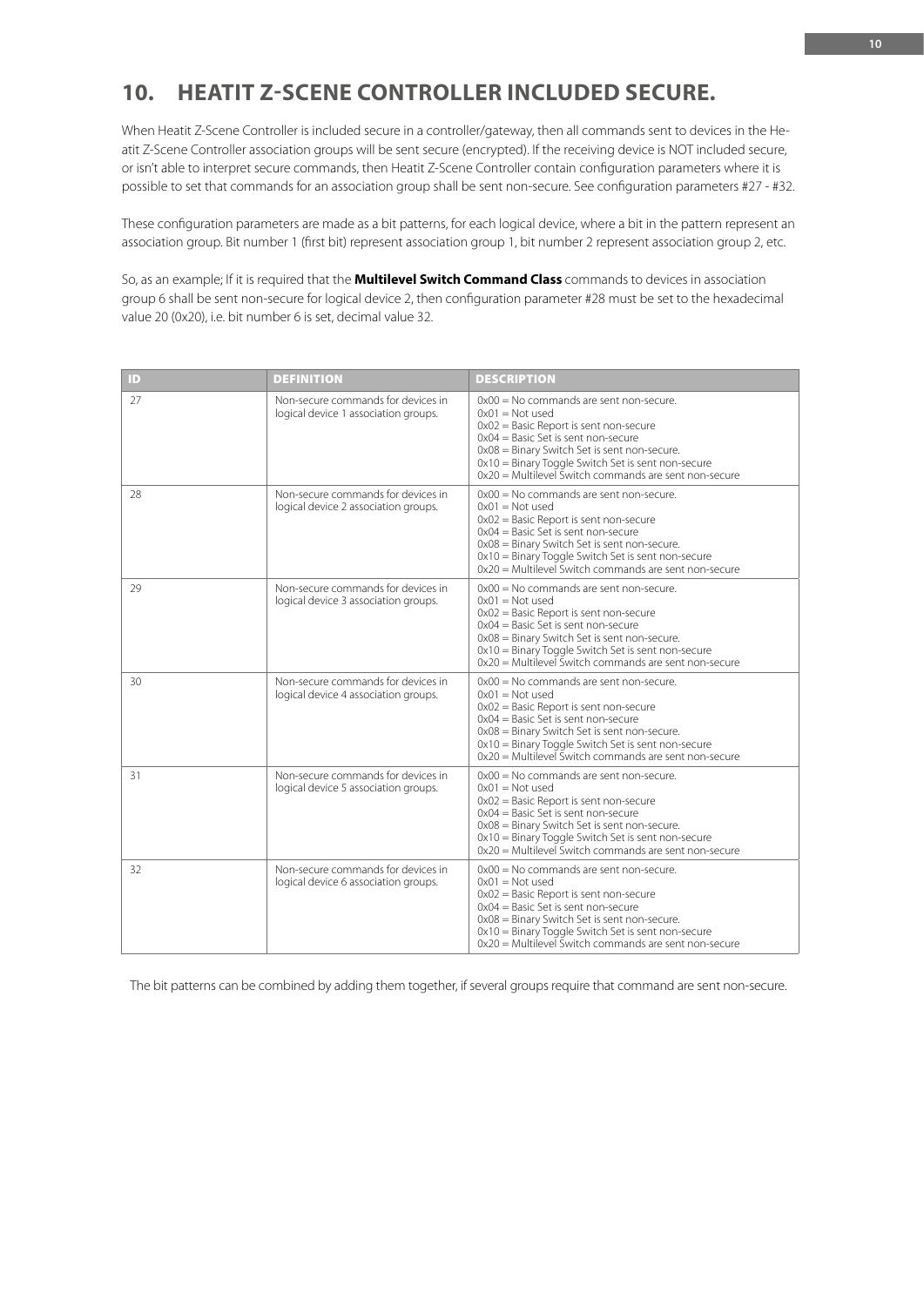# 10. HEATIT Z-SCENE CONTROLLER INCLUDED SECURE.

When Heatit Z-Scene Controller is included secure in a controller/gateway, then all commands sent to devices in the Heatit Z-Scene Controller association groups will be sent secure (encrypted). If the receiving device is NOT included secure, or isn't able to interpret secure commands, then Heatit Z-Scene Controller contain configuration parameters where it is possible to set that commands for an association group shall be sent non-secure. See configuration parameters #27 - #32.

These configuration parameters are made as a bit patterns, for each logical device, where a bit in the pattern represent an association group. Bit number 1 (first bit) represent association group 1, bit number 2 represent association group 2, etc.

So, as an example; If it is required that the **Multilevel Switch Command Class** commands to devices in association group 6 shall be sent non-secure for logical device 2, then configuration parameter #28 must be set to the hexadecimal value 20 (0x20), i.e. bit number 6 is set, decimal value 32.

| ID | DEFINITION | DESCRIPTION |
|---|---|---|
| 27 | Non-secure commands for devices in logical device 1 association groups. | 0x00 = No commands are sent non-secure.<br>0x01 = Not used<br>0x02 = Basic Report is sent non-secure<br>0x04 = Basic Set is sent non-secure<br>0x08 = Binary Switch Set is sent non-secure.<br>0x10 = Binary Toggle Switch Set is sent non-secure<br>0x20 = Multilevel Switch commands are sent non-secure |
| 28 | Non-secure commands for devices in logical device 2 association groups. | 0x00 = No commands are sent non-secure.<br>0x01 = Not used<br>0x02 = Basic Report is sent non-secure<br>0x04 = Basic Set is sent non-secure<br>0x08 = Binary Switch Set is sent non-secure.<br>0x10 = Binary Toggle Switch Set is sent non-secure<br>0x20 = Multilevel Switch commands are sent non-secure |
| 29 | Non-secure commands for devices in logical device 3 association groups. | 0x00 = No commands are sent non-secure.<br>0x01 = Not used<br>0x02 = Basic Report is sent non-secure<br>0x04 = Basic Set is sent non-secure<br>0x08 = Binary Switch Set is sent non-secure.<br>0x10 = Binary Toggle Switch Set is sent non-secure<br>0x20 = Multilevel Switch commands are sent non-secure |
| 30 | Non-secure commands for devices in logical device 4 association groups. | 0x00 = No commands are sent non-secure.<br>0x01 = Not used<br>0x02 = Basic Report is sent non-secure<br>0x04 = Basic Set is sent non-secure<br>0x08 = Binary Switch Set is sent non-secure.<br>0x10 = Binary Toggle Switch Set is sent non-secure<br>0x20 = Multilevel Switch commands are sent non-secure |
| 31 | Non-secure commands for devices in logical device 5 association groups. | 0x00 = No commands are sent non-secure.<br>0x01 = Not used<br>0x02 = Basic Report is sent non-secure<br>0x04 = Basic Set is sent non-secure<br>0x08 = Binary Switch Set is sent non-secure.<br>0x10 = Binary Toggle Switch Set is sent non-secure<br>0x20 = Multilevel Switch commands are sent non-secure |
| 32 | Non-secure commands for devices in logical device 6 association groups. | 0x00 = No commands are sent non-secure.<br>0x01 = Not used<br>0x02 = Basic Report is sent non-secure<br>0x04 = Basic Set is sent non-secure<br>0x08 = Binary Switch Set is sent non-secure.<br>0x10 = Binary Toggle Switch Set is sent non-secure<br>0x20 = Multilevel Switch commands are sent non-secure |

The bit patterns can be combined by adding them together, if several groups require that command are sent non-secure.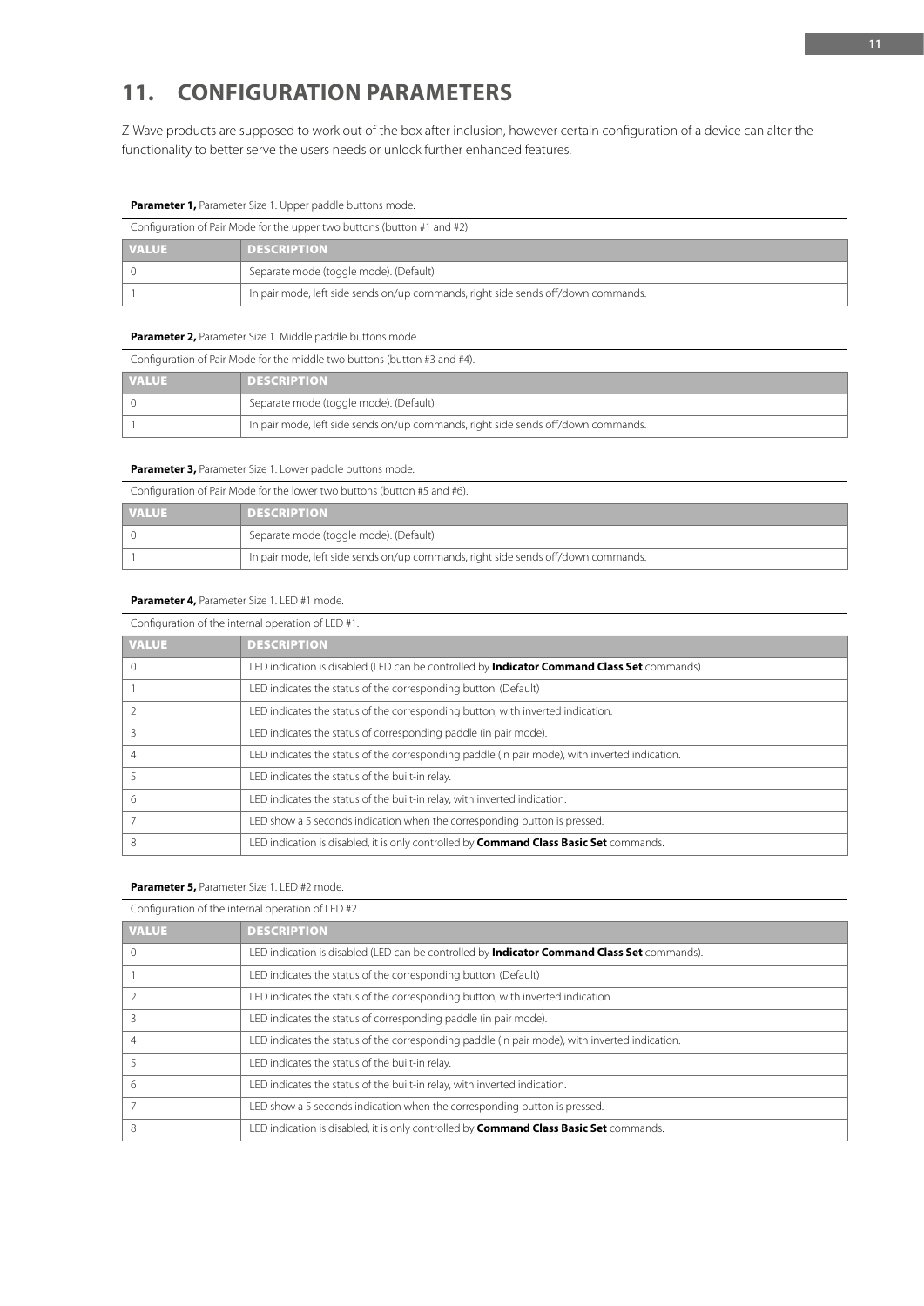# 11. CONFIGURATION PARAMETERS

Z-Wave products are supposed to work out of the box after inclusion, however certain configuration of a device can alter the functionality to better serve the users needs or unlock further enhanced features.

**Parameter 1,** Parameter Size 1. Upper paddle buttons mode.

Configuration of Pair Mode for the upper two buttons (button #1 and #2).

| VALUE | DESCRIPTION |
|---|---|
| 0 | Separate mode (toggle mode). (Default) |
| 1 | In pair mode, left side sends on/up commands, right side sends off/down commands. |

**Parameter 2,** Parameter Size 1. Middle paddle buttons mode.

Configuration of Pair Mode for the middle two buttons (button #3 and #4).

| VALUE | DESCRIPTION |
|---|---|
| 0 | Separate mode (toggle mode). (Default) |
| 1 | In pair mode, left side sends on/up commands, right side sends off/down commands. |

**Parameter 3,** Parameter Size 1. Lower paddle buttons mode.

Configuration of Pair Mode for the lower two buttons (button #5 and #6).

| VALUE | DESCRIPTION |
|---|---|
| 0 | Separate mode (toggle mode). (Default) |
| 1 | In pair mode, left side sends on/up commands, right side sends off/down commands. |

**Parameter 4,** Parameter Size 1. LED #1 mode.

Configuration of the internal operation of LED #1.

| VALUE | DESCRIPTION |
|---|---|
| 0 | LED indication is disabled (LED can be controlled by **Indicator Command Class Set** commands). |
| 1 | LED indicates the status of the corresponding button. (Default) |
| 2 | LED indicates the status of the corresponding button, with inverted indication. |
| 3 | LED indicates the status of corresponding paddle (in pair mode). |
| 4 | LED indicates the status of the corresponding paddle (in pair mode), with inverted indication. |
| 5 | LED indicates the status of the built-in relay. |
| 6 | LED indicates the status of the built-in relay, with inverted indication. |
| 7 | LED show a 5 seconds indication when the corresponding button is pressed. |
| 8 | LED indication is disabled, it is only controlled by **Command Class Basic Set** commands. |

**Parameter 5,** Parameter Size 1. LED #2 mode.

Configuration of the internal operation of LED #2.

| VALUE | DESCRIPTION |
|---|---|
| 0 | LED indication is disabled (LED can be controlled by **Indicator Command Class Set** commands). |
| 1 | LED indicates the status of the corresponding button. (Default) |
| 2 | LED indicates the status of the corresponding button, with inverted indication. |
| 3 | LED indicates the status of corresponding paddle (in pair mode). |
| 4 | LED indicates the status of the corresponding paddle (in pair mode), with inverted indication. |
| 5 | LED indicates the status of the built-in relay. |
| 6 | LED indicates the status of the built-in relay, with inverted indication. |
| 7 | LED show a 5 seconds indication when the corresponding button is pressed. |
| 8 | LED indication is disabled, it is only controlled by **Command Class Basic Set** commands. |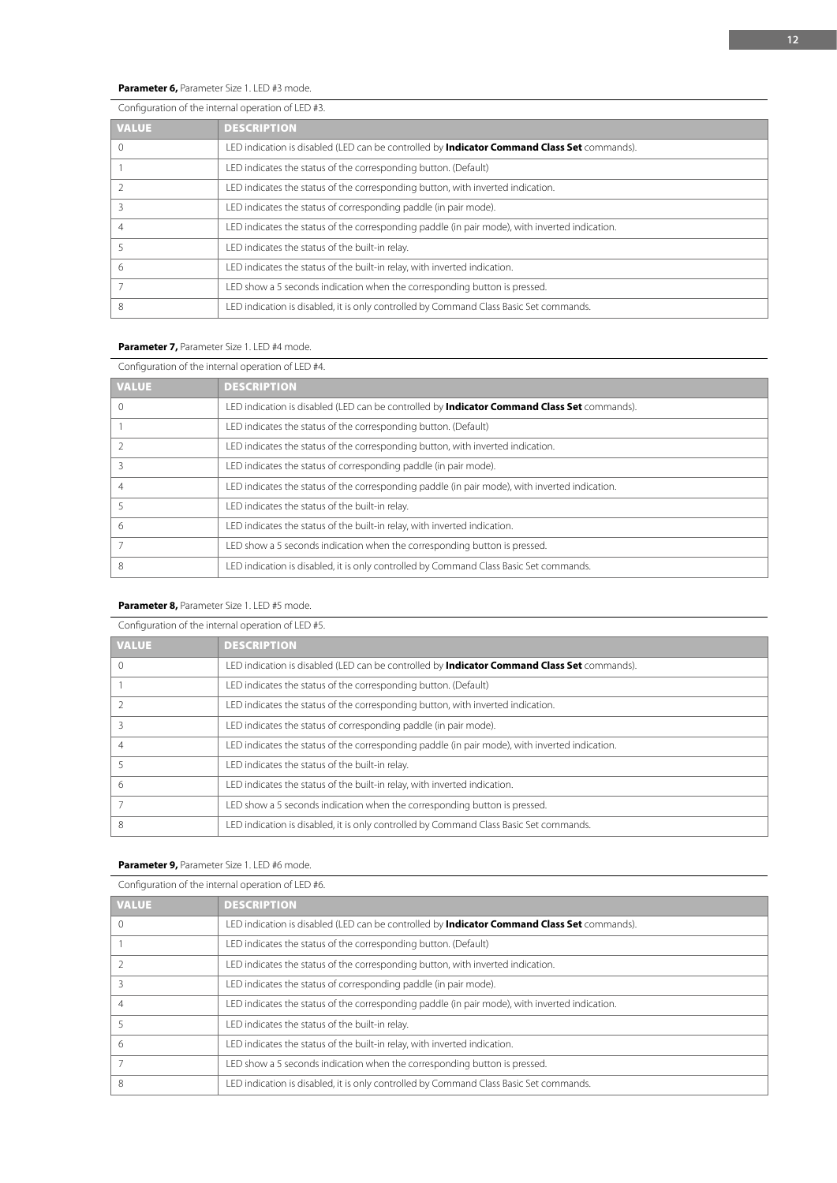**Parameter 6,** Parameter Size 1. LED #3 mode.

Configuration of the internal operation of LED #3.

| VALUE | DESCRIPTION |
|---|---|
| 0 | LED indication is disabled (LED can be controlled by **Indicator Command Class Set** commands). |
| 1 | LED indicates the status of the corresponding button. (Default) |
| 2 | LED indicates the status of the corresponding button, with inverted indication. |
| 3 | LED indicates the status of corresponding paddle (in pair mode). |
| 4 | LED indicates the status of the corresponding paddle (in pair mode), with inverted indication. |
| 5 | LED indicates the status of the built-in relay. |
| 6 | LED indicates the status of the built-in relay, with inverted indication. |
| 7 | LED show a 5 seconds indication when the corresponding button is pressed. |
| 8 | LED indication is disabled, it is only controlled by Command Class Basic Set commands. |

**Parameter 7,** Parameter Size 1. LED #4 mode.

Configuration of the internal operation of LED #4.

| VALUE | DESCRIPTION |
|---|---|
| 0 | LED indication is disabled (LED can be controlled by **Indicator Command Class Set** commands). |
| 1 | LED indicates the status of the corresponding button. (Default) |
| 2 | LED indicates the status of the corresponding button, with inverted indication. |
| 3 | LED indicates the status of corresponding paddle (in pair mode). |
| 4 | LED indicates the status of the corresponding paddle (in pair mode), with inverted indication. |
| 5 | LED indicates the status of the built-in relay. |
| 6 | LED indicates the status of the built-in relay, with inverted indication. |
| 7 | LED show a 5 seconds indication when the corresponding button is pressed. |
| 8 | LED indication is disabled, it is only controlled by Command Class Basic Set commands. |

**Parameter 8,** Parameter Size 1. LED #5 mode.

Configuration of the internal operation of LED #5.

| VALUE | DESCRIPTION |
|---|---|
| 0 | LED indication is disabled (LED can be controlled by **Indicator Command Class Set** commands). |
| 1 | LED indicates the status of the corresponding button. (Default) |
| 2 | LED indicates the status of the corresponding button, with inverted indication. |
| 3 | LED indicates the status of corresponding paddle (in pair mode). |
| 4 | LED indicates the status of the corresponding paddle (in pair mode), with inverted indication. |
| 5 | LED indicates the status of the built-in relay. |
| 6 | LED indicates the status of the built-in relay, with inverted indication. |
| 7 | LED show a 5 seconds indication when the corresponding button is pressed. |
| 8 | LED indication is disabled, it is only controlled by Command Class Basic Set commands. |

**Parameter 9,** Parameter Size 1. LED #6 mode.

Configuration of the internal operation of LED #6.

| VALUE | DESCRIPTION |
|---|---|
| 0 | LED indication is disabled (LED can be controlled by **Indicator Command Class Set** commands). |
| 1 | LED indicates the status of the corresponding button. (Default) |
| 2 | LED indicates the status of the corresponding button, with inverted indication. |
| 3 | LED indicates the status of corresponding paddle (in pair mode). |
| 4 | LED indicates the status of the corresponding paddle (in pair mode), with inverted indication. |
| 5 | LED indicates the status of the built-in relay. |
| 6 | LED indicates the status of the built-in relay, with inverted indication. |
| 7 | LED show a 5 seconds indication when the corresponding button is pressed. |
| 8 | LED indication is disabled, it is only controlled by Command Class Basic Set commands. |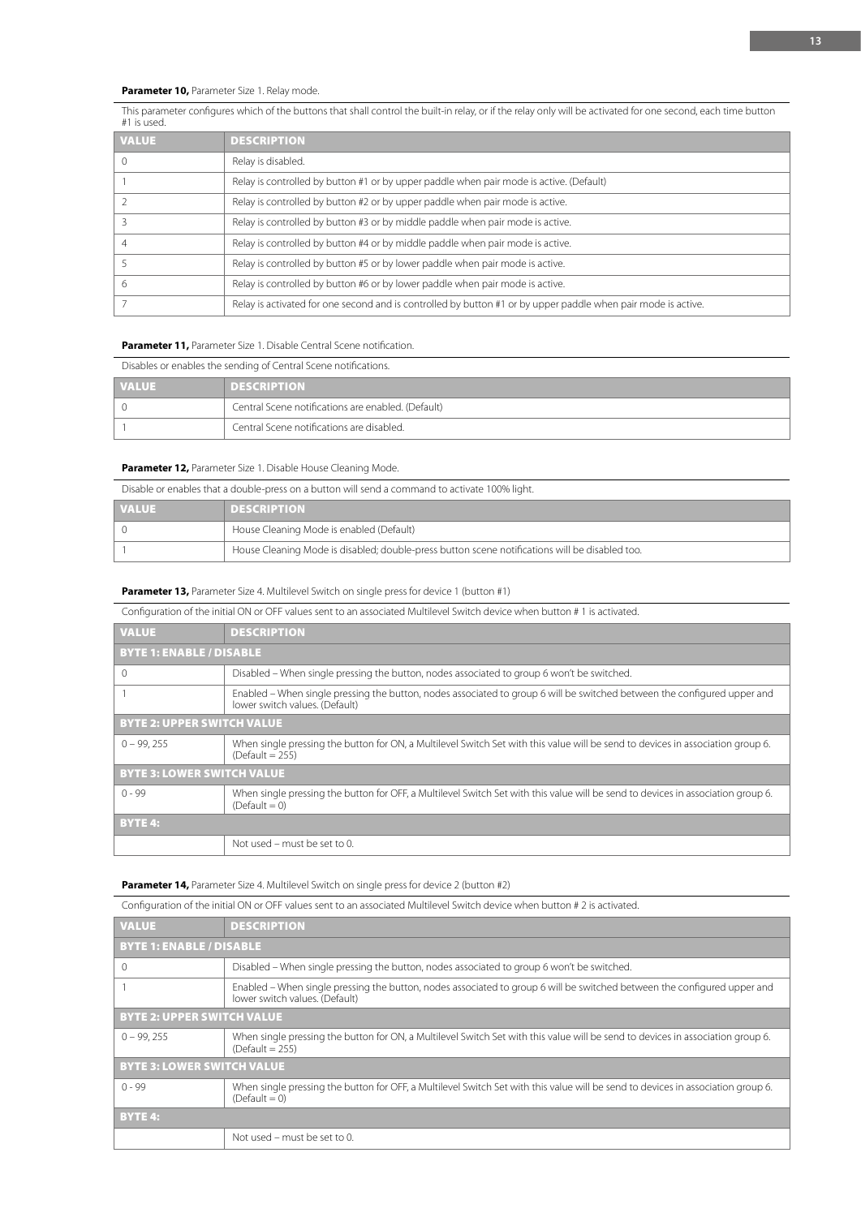**Parameter 10,** Parameter Size 1. Relay mode.

This parameter configures which of the buttons that shall control the built-in relay, or if the relay only will be activated for one second, each time button #1 is used.

| VALUE | DESCRIPTION |
|---|---|
| 0 | Relay is disabled. |
| 1 | Relay is controlled by button #1 or by upper paddle when pair mode is active. (Default) |
| 2 | Relay is controlled by button #2 or by upper paddle when pair mode is active. |
| 3 | Relay is controlled by button #3 or by middle paddle when pair mode is active. |
| 4 | Relay is controlled by button #4 or by middle paddle when pair mode is active. |
| 5 | Relay is controlled by button #5 or by lower paddle when pair mode is active. |
| 6 | Relay is controlled by button #6 or by lower paddle when pair mode is active. |
| 7 | Relay is activated for one second and is controlled by button #1 or by upper paddle when pair mode is active. |

**Parameter 11,** Parameter Size 1. Disable Central Scene notification.

Disables or enables the sending of Central Scene notifications.

| VALUE | DESCRIPTION |
|---|---|
| 0 | Central Scene notifications are enabled. (Default) |
| 1 | Central Scene notifications are disabled. |

**Parameter 12,** Parameter Size 1. Disable House Cleaning Mode.

Disable or enables that a double-press on a button will send a command to activate 100% light.

| VALUE | DESCRIPTION |
|---|---|
| 0 | House Cleaning Mode is enabled (Default) |
| 1 | House Cleaning Mode is disabled; double-press button scene notifications will be disabled too. |

**Parameter 13,** Parameter Size 4. Multilevel Switch on single press for device 1 (button #1)

Configuration of the initial ON or OFF values sent to an associated Multilevel Switch device when button # 1 is activated.

| VALUE | DESCRIPTION |
|---|---|
| **BYTE 1: ENABLE / DISABLE** | |
| 0 | Disabled – When single pressing the button, nodes associated to group 6 won't be switched. |
| 1 | Enabled – When single pressing the button, nodes associated to group 6 will be switched between the configured upper and lower switch values. (Default) |
| **BYTE 2: UPPER SWITCH VALUE** | |
| 0 – 99, 255 | When single pressing the button for ON, a Multilevel Switch Set with this value will be send to devices in association group 6. (Default = 255) |
| **BYTE 3: LOWER SWITCH VALUE** | |
| 0 - 99 | When single pressing the button for OFF, a Multilevel Switch Set with this value will be send to devices in association group 6. (Default = 0) |
| **BYTE 4:** | |
| | Not used – must be set to 0. |

**Parameter 14,** Parameter Size 4. Multilevel Switch on single press for device 2 (button #2)

Configuration of the initial ON or OFF values sent to an associated Multilevel Switch device when button # 2 is activated.

| VALUE | DESCRIPTION |
|---|---|
| **BYTE 1: ENABLE / DISABLE** | |
| 0 | Disabled – When single pressing the button, nodes associated to group 6 won't be switched. |
| 1 | Enabled – When single pressing the button, nodes associated to group 6 will be switched between the configured upper and lower switch values. (Default) |
| **BYTE 2: UPPER SWITCH VALUE** | |
| 0 – 99, 255 | When single pressing the button for ON, a Multilevel Switch Set with this value will be send to devices in association group 6. (Default = 255) |
| **BYTE 3: LOWER SWITCH VALUE** | |
| 0 - 99 | When single pressing the button for OFF, a Multilevel Switch Set with this value will be send to devices in association group 6. (Default = 0) |
| **BYTE 4:** | |
| | Not used – must be set to 0. |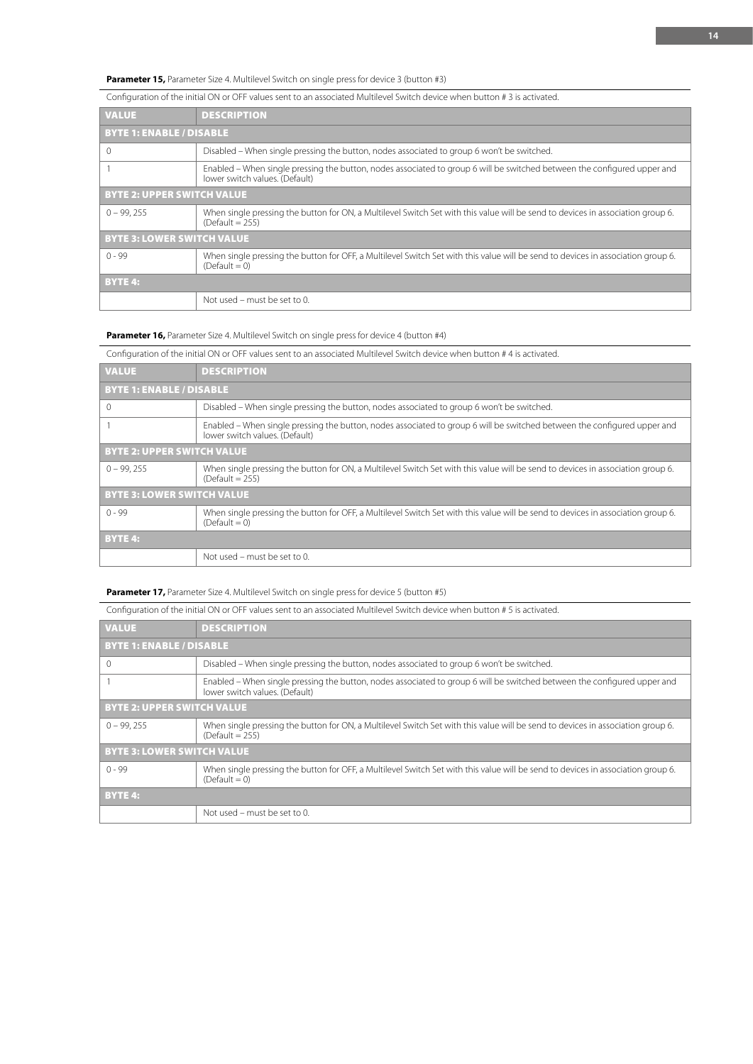**Parameter 15,** Parameter Size 4. Multilevel Switch on single press for device 3 (button #3)

Configuration of the initial ON or OFF values sent to an associated Multilevel Switch device when button # 3 is activated.

| VALUE | DESCRIPTION |
|---|---|
| **BYTE 1: ENABLE / DISABLE** | |
| 0 | Disabled – When single pressing the button, nodes associated to group 6 won't be switched. |
| 1 | Enabled – When single pressing the button, nodes associated to group 6 will be switched between the configured upper and lower switch values. (Default) |
| **BYTE 2: UPPER SWITCH VALUE** | |
| 0 – 99, 255 | When single pressing the button for ON, a Multilevel Switch Set with this value will be send to devices in association group 6. (Default = 255) |
| **BYTE 3: LOWER SWITCH VALUE** | |
| 0 - 99 | When single pressing the button for OFF, a Multilevel Switch Set with this value will be send to devices in association group 6. (Default = 0) |
| **BYTE 4:** | |
| | Not used – must be set to 0. |

**Parameter 16,** Parameter Size 4. Multilevel Switch on single press for device 4 (button #4)

Configuration of the initial ON or OFF values sent to an associated Multilevel Switch device when button # 4 is activated.

| VALUE | DESCRIPTION |
|---|---|
| **BYTE 1: ENABLE / DISABLE** | |
| 0 | Disabled – When single pressing the button, nodes associated to group 6 won't be switched. |
| 1 | Enabled – When single pressing the button, nodes associated to group 6 will be switched between the configured upper and lower switch values. (Default) |
| **BYTE 2: UPPER SWITCH VALUE** | |
| 0 – 99, 255 | When single pressing the button for ON, a Multilevel Switch Set with this value will be send to devices in association group 6. (Default = 255) |
| **BYTE 3: LOWER SWITCH VALUE** | |
| 0 - 99 | When single pressing the button for OFF, a Multilevel Switch Set with this value will be send to devices in association group 6. (Default = 0) |
| **BYTE 4:** | |
| | Not used – must be set to 0. |

**Parameter 17,** Parameter Size 4. Multilevel Switch on single press for device 5 (button #5)

Configuration of the initial ON or OFF values sent to an associated Multilevel Switch device when button # 5 is activated.

| VALUE | DESCRIPTION |
|---|---|
| **BYTE 1: ENABLE / DISABLE** | |
| 0 | Disabled – When single pressing the button, nodes associated to group 6 won't be switched. |
| 1 | Enabled – When single pressing the button, nodes associated to group 6 will be switched between the configured upper and lower switch values. (Default) |
| **BYTE 2: UPPER SWITCH VALUE** | |
| 0 – 99, 255 | When single pressing the button for ON, a Multilevel Switch Set with this value will be send to devices in association group 6. (Default = 255) |
| **BYTE 3: LOWER SWITCH VALUE** | |
| 0 - 99 | When single pressing the button for OFF, a Multilevel Switch Set with this value will be send to devices in association group 6. (Default = 0) |
| **BYTE 4:** | |
| | Not used – must be set to 0. |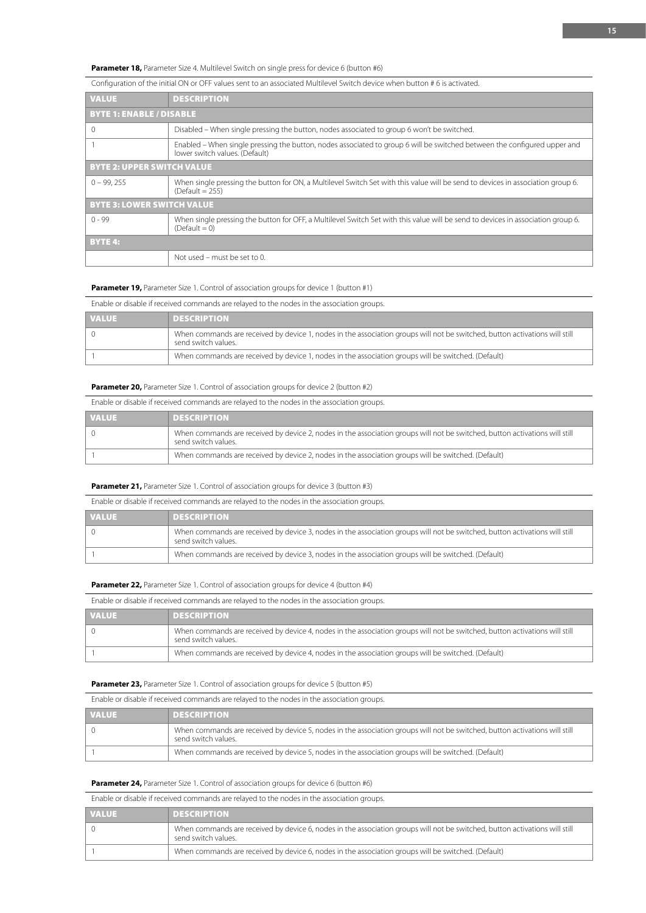**Parameter 18,** Parameter Size 4. Multilevel Switch on single press for device 6 (button #6)

Configuration of the initial ON or OFF values sent to an associated Multilevel Switch device when button # 6 is activated.

| VALUE | DESCRIPTION |
|---|---|
| **BYTE 1: ENABLE / DISABLE** | |
| 0 | Disabled – When single pressing the button, nodes associated to group 6 won't be switched. |
| 1 | Enabled – When single pressing the button, nodes associated to group 6 will be switched between the configured upper and lower switch values. (Default) |
| **BYTE 2: UPPER SWITCH VALUE** | |
| 0 – 99, 255 | When single pressing the button for ON, a Multilevel Switch Set with this value will be send to devices in association group 6. (Default = 255) |
| **BYTE 3: LOWER SWITCH VALUE** | |
| 0 - 99 | When single pressing the button for OFF, a Multilevel Switch Set with this value will be send to devices in association group 6. (Default = 0) |
| **BYTE 4:** | |
| | Not used – must be set to 0. |

**Parameter 19,** Parameter Size 1. Control of association groups for device 1 (button #1)

Enable or disable if received commands are relayed to the nodes in the association groups.

| VALUE | DESCRIPTION |
|---|---|
| 0 | When commands are received by device 1, nodes in the association groups will not be switched, button activations will still send switch values. |
| 1 | When commands are received by device 1, nodes in the association groups will be switched. (Default) |

**Parameter 20,** Parameter Size 1. Control of association groups for device 2 (button #2)

Enable or disable if received commands are relayed to the nodes in the association groups.

| VALUE | DESCRIPTION |
|---|---|
| 0 | When commands are received by device 2, nodes in the association groups will not be switched, button activations will still send switch values. |
| 1 | When commands are received by device 2, nodes in the association groups will be switched. (Default) |

**Parameter 21,** Parameter Size 1. Control of association groups for device 3 (button #3)

Enable or disable if received commands are relayed to the nodes in the association groups.

| VALUE | DESCRIPTION |
|---|---|
| 0 | When commands are received by device 3, nodes in the association groups will not be switched, button activations will still send switch values. |
| 1 | When commands are received by device 3, nodes in the association groups will be switched. (Default) |

**Parameter 22,** Parameter Size 1. Control of association groups for device 4 (button #4)

Enable or disable if received commands are relayed to the nodes in the association groups.

| VALUE | DESCRIPTION |
|---|---|
| 0 | When commands are received by device 4, nodes in the association groups will not be switched, button activations will still send switch values. |
| 1 | When commands are received by device 4, nodes in the association groups will be switched. (Default) |

**Parameter 23,** Parameter Size 1. Control of association groups for device 5 (button #5)

Enable or disable if received commands are relayed to the nodes in the association groups.

| VALUE | DESCRIPTION |
|---|---|
| 0 | When commands are received by device 5, nodes in the association groups will not be switched, button activations will still send switch values. |
| 1 | When commands are received by device 5, nodes in the association groups will be switched. (Default) |

**Parameter 24,** Parameter Size 1. Control of association groups for device 6 (button #6)

Enable or disable if received commands are relayed to the nodes in the association groups.

| VALUE | DESCRIPTION |
|---|---|
| 0 | When commands are received by device 6, nodes in the association groups will not be switched, button activations will still send switch values. |
| 1 | When commands are received by device 6, nodes in the association groups will be switched. (Default) |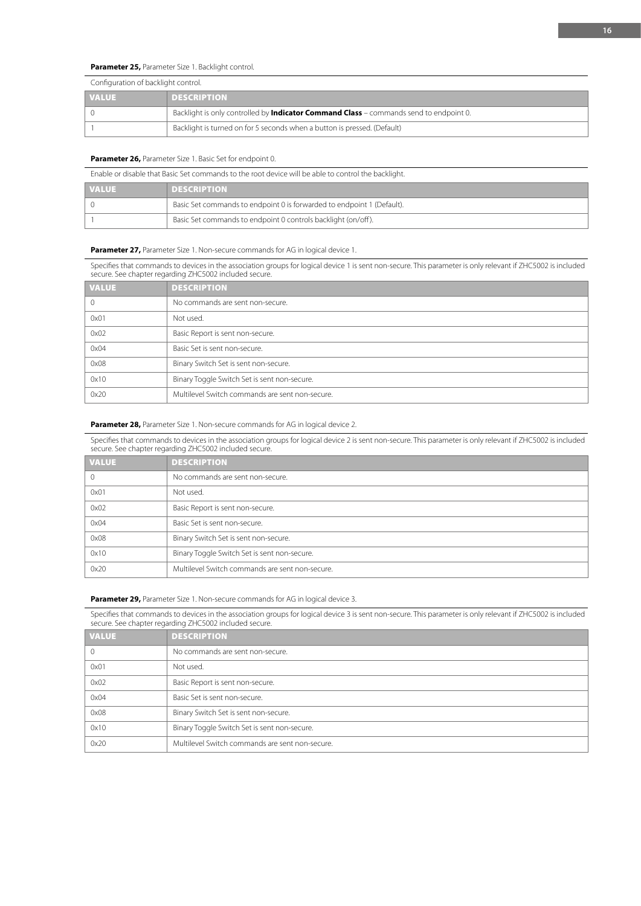**Parameter 25,** Parameter Size 1. Backlight control.

Configuration of backlight control.

| VALUE | DESCRIPTION |
|---|---|
| 0 | Backlight is only controlled by **Indicator Command Class** – commands send to endpoint 0. |
| 1 | Backlight is turned on for 5 seconds when a button is pressed. (Default) |

**Parameter 26,** Parameter Size 1. Basic Set for endpoint 0.

Enable or disable that Basic Set commands to the root device will be able to control the backlight.

| VALUE | DESCRIPTION |
|---|---|
| 0 | Basic Set commands to endpoint 0 is forwarded to endpoint 1 (Default). |
| 1 | Basic Set commands to endpoint 0 controls backlight (on/off). |

**Parameter 27,** Parameter Size 1. Non-secure commands for AG in logical device 1.

Specifies that commands to devices in the association groups for logical device 1 is sent non-secure. This parameter is only relevant if ZHC5002 is included secure. See chapter regarding ZHC5002 included secure.

| VALUE | DESCRIPTION |
|---|---|
| 0 | No commands are sent non-secure. |
| 0x01 | Not used. |
| 0x02 | Basic Report is sent non-secure. |
| 0x04 | Basic Set is sent non-secure. |
| 0x08 | Binary Switch Set is sent non-secure. |
| 0x10 | Binary Toggle Switch Set is sent non-secure. |
| 0x20 | Multilevel Switch commands are sent non-secure. |

**Parameter 28,** Parameter Size 1. Non-secure commands for AG in logical device 2.

Specifies that commands to devices in the association groups for logical device 2 is sent non-secure. This parameter is only relevant if ZHC5002 is included secure. See chapter regarding ZHC5002 included secure.

| VALUE | DESCRIPTION |
|---|---|
| 0 | No commands are sent non-secure. |
| 0x01 | Not used. |
| 0x02 | Basic Report is sent non-secure. |
| 0x04 | Basic Set is sent non-secure. |
| 0x08 | Binary Switch Set is sent non-secure. |
| 0x10 | Binary Toggle Switch Set is sent non-secure. |
| 0x20 | Multilevel Switch commands are sent non-secure. |

**Parameter 29,** Parameter Size 1. Non-secure commands for AG in logical device 3.

Specifies that commands to devices in the association groups for logical device 3 is sent non-secure. This parameter is only relevant if ZHC5002 is included secure. See chapter regarding ZHC5002 included secure.

| VALUE | DESCRIPTION |
|---|---|
| 0 | No commands are sent non-secure. |
| 0x01 | Not used. |
| 0x02 | Basic Report is sent non-secure. |
| 0x04 | Basic Set is sent non-secure. |
| 0x08 | Binary Switch Set is sent non-secure. |
| 0x10 | Binary Toggle Switch Set is sent non-secure. |
| 0x20 | Multilevel Switch commands are sent non-secure. |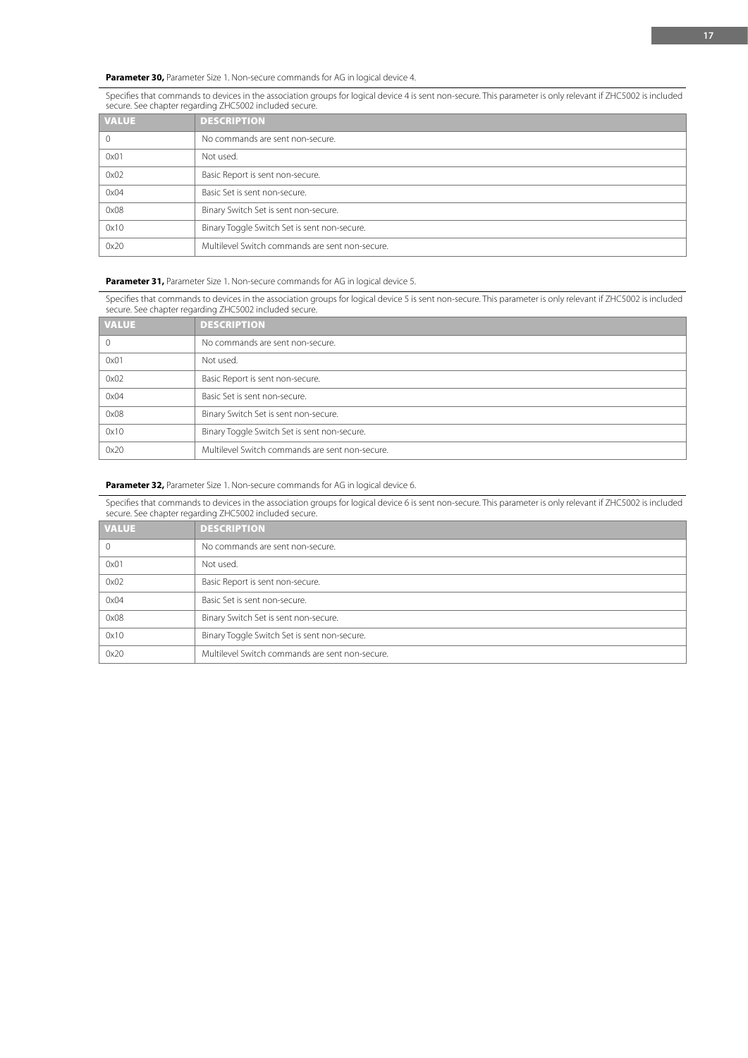**Parameter 30,** Parameter Size 1. Non-secure commands for AG in logical device 4.

Specifies that commands to devices in the association groups for logical device 4 is sent non-secure. This parameter is only relevant if ZHC5002 is included secure. See chapter regarding ZHC5002 included secure.

| VALUE | DESCRIPTION |
|---|---|
| 0 | No commands are sent non-secure. |
| 0x01 | Not used. |
| 0x02 | Basic Report is sent non-secure. |
| 0x04 | Basic Set is sent non-secure. |
| 0x08 | Binary Switch Set is sent non-secure. |
| 0x10 | Binary Toggle Switch Set is sent non-secure. |
| 0x20 | Multilevel Switch commands are sent non-secure. |

**Parameter 31,** Parameter Size 1. Non-secure commands for AG in logical device 5.

Specifies that commands to devices in the association groups for logical device 5 is sent non-secure. This parameter is only relevant if ZHC5002 is included secure. See chapter regarding ZHC5002 included secure.

| VALUE | DESCRIPTION |
|---|---|
| 0 | No commands are sent non-secure. |
| 0x01 | Not used. |
| 0x02 | Basic Report is sent non-secure. |
| 0x04 | Basic Set is sent non-secure. |
| 0x08 | Binary Switch Set is sent non-secure. |
| 0x10 | Binary Toggle Switch Set is sent non-secure. |
| 0x20 | Multilevel Switch commands are sent non-secure. |

**Parameter 32,** Parameter Size 1. Non-secure commands for AG in logical device 6.

Specifies that commands to devices in the association groups for logical device 6 is sent non-secure. This parameter is only relevant if ZHC5002 is included secure. See chapter regarding ZHC5002 included secure.

| VALUE | DESCRIPTION |
|---|---|
| 0 | No commands are sent non-secure. |
| 0x01 | Not used. |
| 0x02 | Basic Report is sent non-secure. |
| 0x04 | Basic Set is sent non-secure. |
| 0x08 | Binary Switch Set is sent non-secure. |
| 0x10 | Binary Toggle Switch Set is sent non-secure. |
| 0x20 | Multilevel Switch commands are sent non-secure. |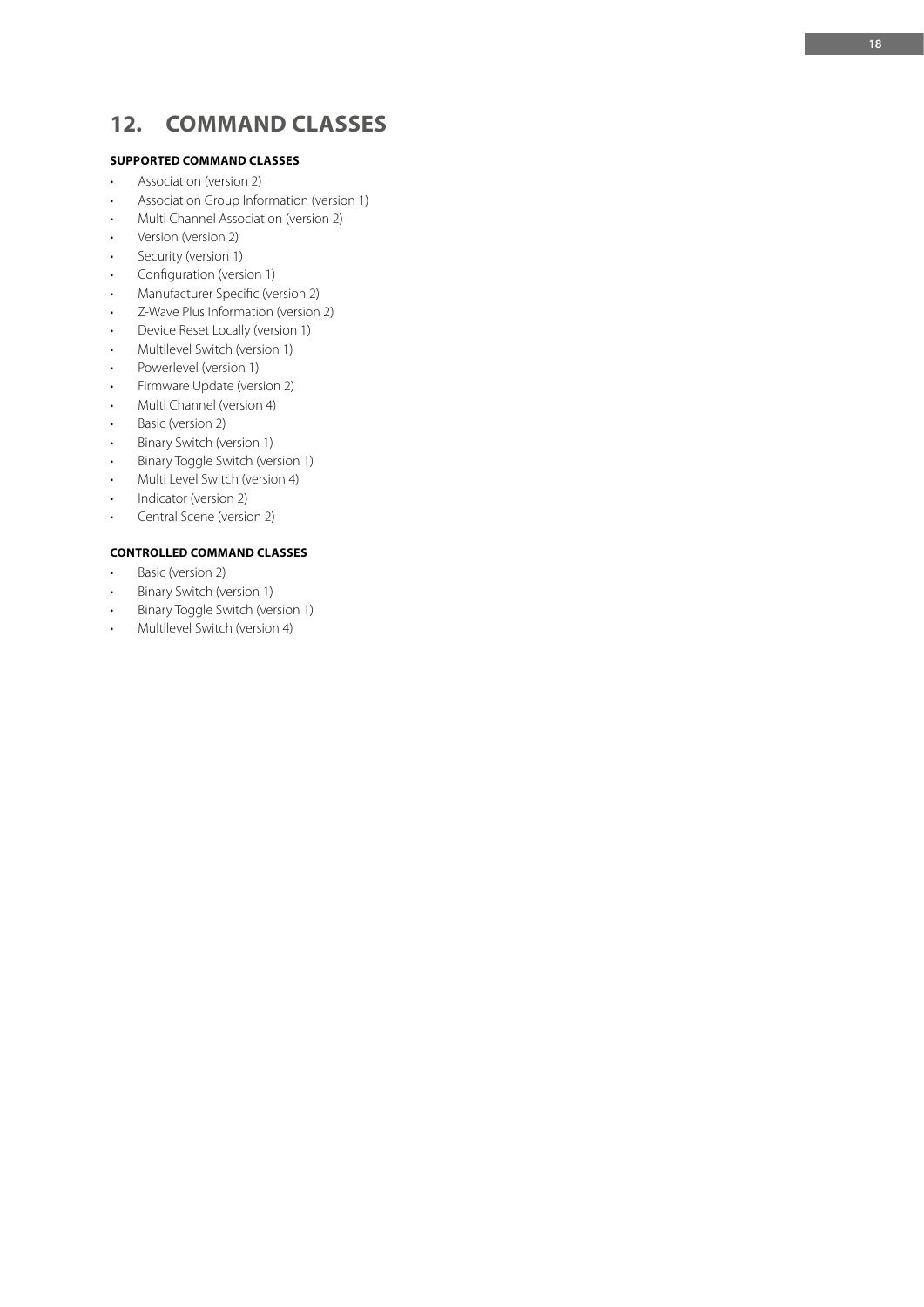# 12. COMMAND CLASSES

**SUPPORTED COMMAND CLASSES**

- Association (version 2)
- Association Group Information (version 1)
- Multi Channel Association (version 2)
- Version (version 2)
- Security (version 1)
- Configuration (version 1)
- Manufacturer Specific (version 2)
- Z-Wave Plus Information (version 2)
- Device Reset Locally (version 1)
- Multilevel Switch (version 1)
- Powerlevel (version 1)
- Firmware Update (version 2)
- Multi Channel (version 4)
- Basic (version 2)
- Binary Switch (version 1)
- Binary Toggle Switch (version 1)
- Multi Level Switch (version 4)
- Indicator (version 2)
- Central Scene (version 2)

**CONTROLLED COMMAND CLASSES**

- Basic (version 2)
- Binary Switch (version 1)
- Binary Toggle Switch (version 1)
- Multilevel Switch (version 4)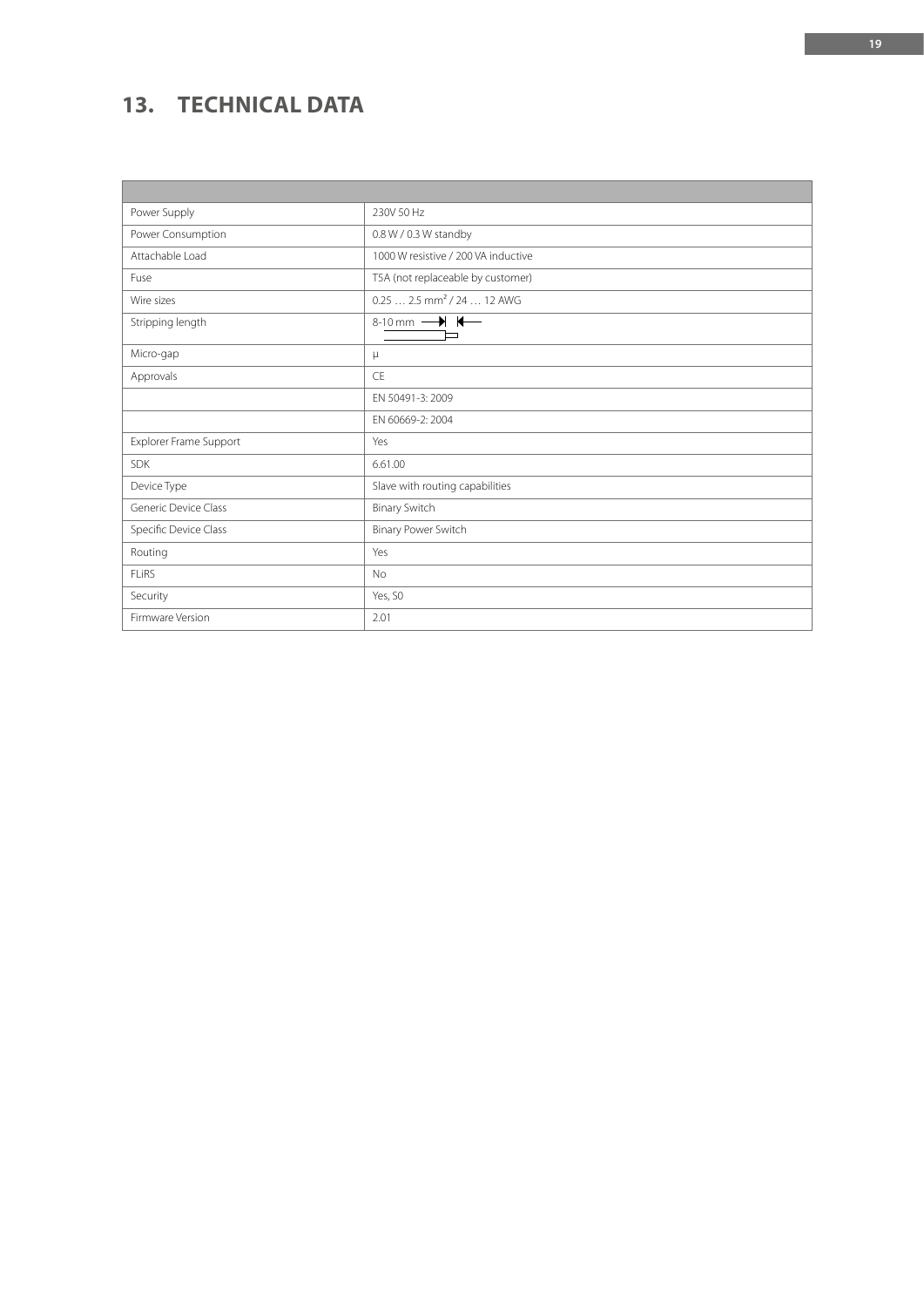# 13. TECHNICAL DATA

| | |
|---|---|
| Power Supply | 230V 50 Hz |
| Power Consumption | 0.8 W / 0.3 W standby |
| Attachable Load | 1000 W resistive / 200 VA inductive |
| Fuse | T5A (not replaceable by customer) |
| Wire sizes | 0.25 … 2.5 mm² / 24 … 12 AWG |
| Stripping length | 8-10 mm |
| Micro-gap | μ |
| Approvals | CE |
| | EN 50491-3: 2009 |
| | EN 60669-2: 2004 |
| Explorer Frame Support | Yes |
| SDK | 6.61.00 |
| Device Type | Slave with routing capabilities |
| Generic Device Class | Binary Switch |
| Specific Device Class | Binary Power Switch |
| Routing | Yes |
| FLiRS | No |
| Security | Yes, S0 |
| Firmware Version | 2.01 |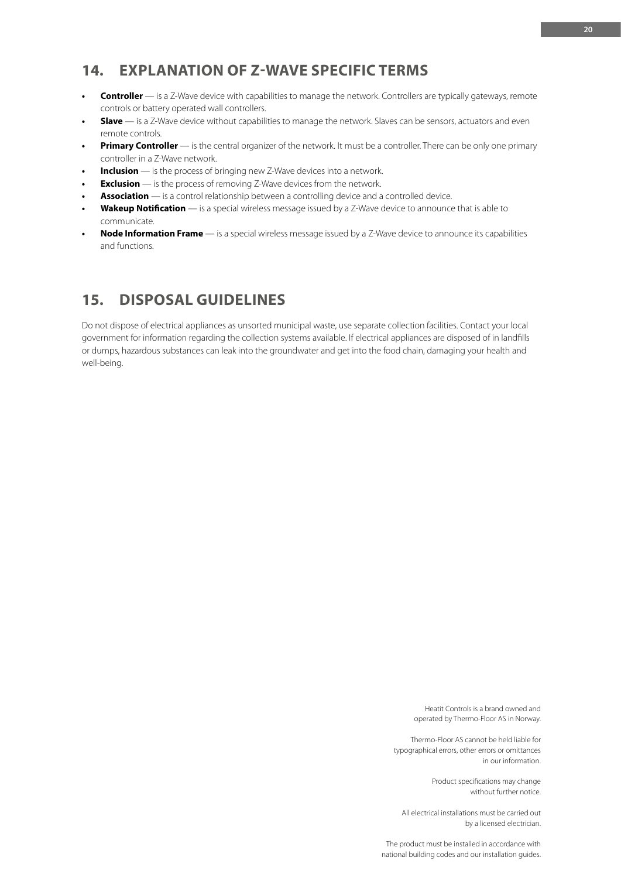## 14. EXPLANATION OF Z-WAVE SPECIFIC TERMS

- **Controller** — is a Z-Wave device with capabilities to manage the network. Controllers are typically gateways, remote controls or battery operated wall controllers.
- **Slave** — is a Z-Wave device without capabilities to manage the network. Slaves can be sensors, actuators and even remote controls.
- **Primary Controller** — is the central organizer of the network. It must be a controller. There can be only one primary controller in a Z-Wave network.
- **Inclusion** — is the process of bringing new Z-Wave devices into a network.
- **Exclusion** — is the process of removing Z-Wave devices from the network.
- **Association** — is a control relationship between a controlling device and a controlled device.
- **Wakeup Notification** — is a special wireless message issued by a Z-Wave device to announce that is able to communicate.
- **Node Information Frame** — is a special wireless message issued by a Z-Wave device to announce its capabilities and functions.

## 15. DISPOSAL GUIDELINES

Do not dispose of electrical appliances as unsorted municipal waste, use separate collection facilities. Contact your local government for information regarding the collection systems available. If electrical appliances are disposed of in landfills or dumps, hazardous substances can leak into the groundwater and get into the food chain, damaging your health and well-being.

Heatit Controls is a brand owned and operated by Thermo-Floor AS in Norway.

Thermo-Floor AS cannot be held liable for typographical errors, other errors or omittances in our information.

Product specifications may change without further notice.

All electrical installations must be carried out by a licensed electrician.

The product must be installed in accordance with national building codes and our installation guides.